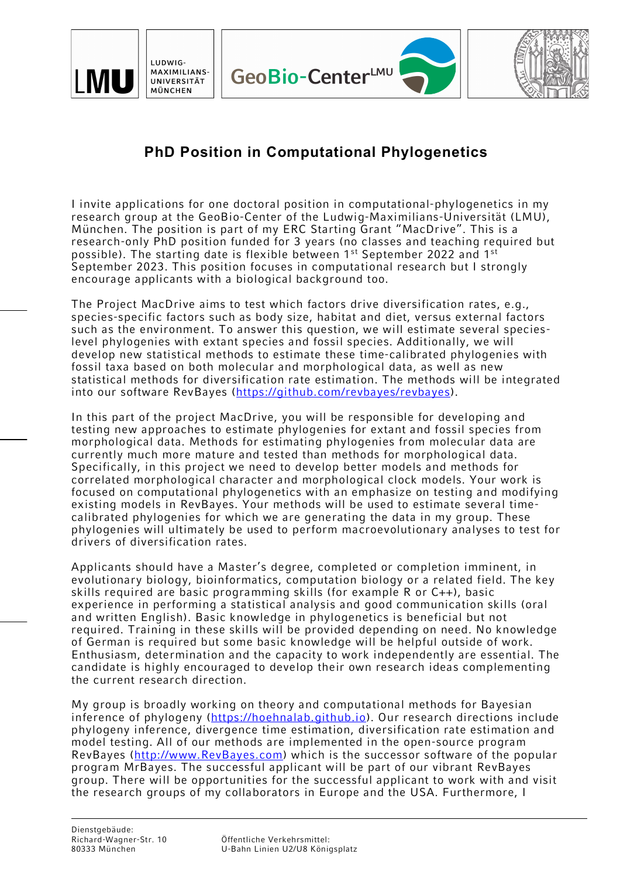## PhD Position in Computational Phylogenetics

I invite applications for one doctoral position in computational-phylogenetics in my research group at the GeoBio-Center of the Ludwig-Maximilians-Universität (LMU), München. The position is part of my ERC Starting Grant "MacDrive". This is a research-only PhD position funded for 3 years (no classes and teaching required but possible). The starting date is flexible between 1st September 2022 and 1st September 2023. This position focuses in computational research but I strongly encourage applicants with a biological background too.

The Project MacDrive aims to test which factors drive diversification rates, e.g., species-specific factors such as body size, habitat and diet, versus external factors such as the environment. To answer this question, we will estimate several species-level phylogenies with extant species and fossil species. Additionally, we will develop new statistical methods to estimate these time-calibrated phylogenies with fossil taxa based on both molecular and morphological data, as well as new statistical methods for diversification rate estimation. The methods will be integrated into our software RevBayes (https://github.com/revbayes/revbayes).

In this part of the project MacDrive, you will be responsible for developing and testing new approaches to estimate phylogenies for extant and fossil species from morphological data. Methods for estimating phylogenies from molecular data are currently much more mature and tested than methods for morphological data. Specifically, in this project we need to develop better models and methods for correlated morphological character and morphological clock models. Your work is focused on computational phylogenetics with an emphasize on testing and modifying existing models in RevBayes. Your methods will be used to estimate several time-calibrated phylogenies for which we are generating the data in my group. These phylogenies will ultimately be used to perform macroevolutionary analyses to test for drivers of diversification rates.

Applicants should have a Master's degree, completed or completion imminent, in evolutionary biology, bioinformatics, computation biology or a related field. The key skills required are basic programming skills (for example R or C++), basic experience in performing a statistical analysis and good communication skills (oral and written English). Basic knowledge in phylogenetics is beneficial but not required. Training in these skills will be provided depending on need. No knowledge of German is required but some basic knowledge will be helpful outside of work. Enthusiasm, determination and the capacity to work independently are essential. The candidate is highly encouraged to develop their own research ideas complementing the current research direction.

My group is broadly working on theory and computational methods for Bayesian inference of phylogeny (https://hoehnalab.github.io). Our research directions include phylogeny inference, divergence time estimation, diversification rate estimation and model testing. All of our methods are implemented in the open-source program RevBayes (http://www.RevBayes.com) which is the successor software of the popular program MrBayes. The successful applicant will be part of our vibrant RevBayes group. There will be opportunities for the successful applicant to work with and visit the research groups of my collaborators in Europe and the USA. Furthermore, I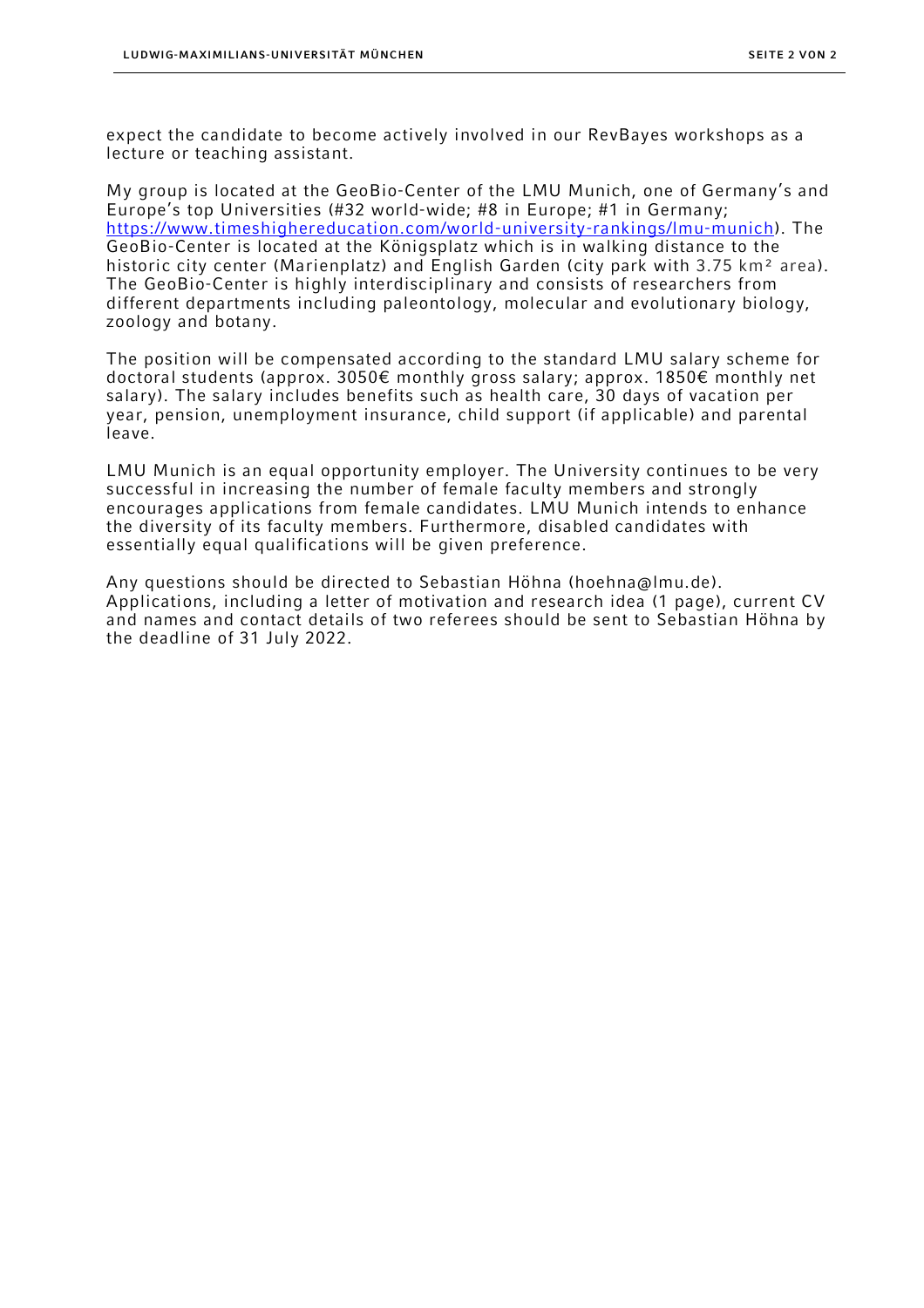expect the candidate to become actively involved in our RevBayes workshops as a lecture or teaching assistant.

My group is located at the GeoBio-Center of the LMU Munich, one of Germany's and Europe's top Universities (#32 world-wide; #8 in Europe; #1 in Germany; https://www.timeshighereducation.com/world-university-rankings/lmu-munich). The GeoBio-Center is located at the Königsplatz which is in walking distance to the historic city center (Marienplatz) and English Garden (city park with 3.75 $km^2$ area). The GeoBio-Center is highly interdisciplinary and consists of researchers from different departments including paleontology, molecular and evolutionary biology, zoology and botany.

The position will be compensated according to the standard LMU salary scheme for doctoral students (approx. 3050€ monthly gross salary; approx. 1850€ monthly net salary). The salary includes benefits such as health care, 30 days of vacation per year, pension, unemployment insurance, child support (if applicable) and parental leave.

LMU Munich is an equal opportunity employer. The University continues to be very successful in increasing the number of female faculty members and strongly encourages applications from female candidates. LMU Munich intends to enhance the diversity of its faculty members. Furthermore, disabled candidates with essentially equal qualifications will be given preference.

Any questions should be directed to Sebastian Höhna (hoehna@lmu.de). Applications, including a letter of motivation and research idea (1 page), current CV and names and contact details of two referees should be sent to Sebastian Höhna by the deadline of 31 July 2022.